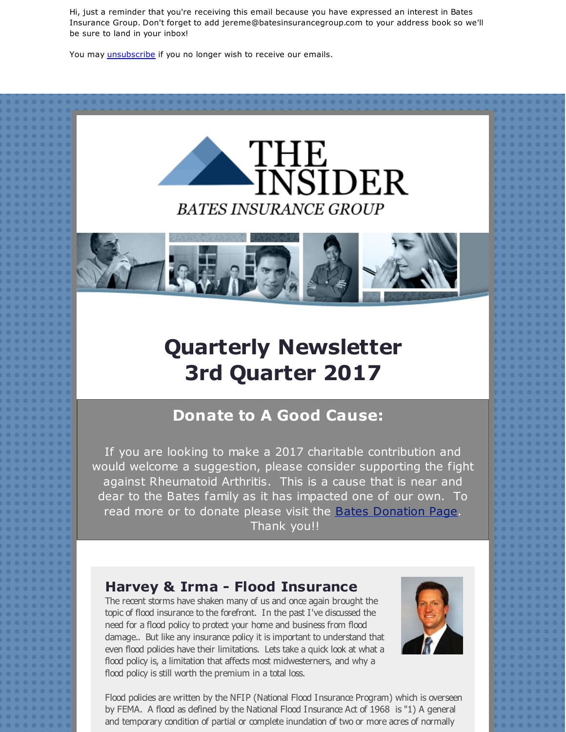Hi, just a reminder that you're receiving this email because you have expressed an interest in Bates Insurance Group. Don't forget to add jereme@batesinsurancegroup.com to your address book so we'll be sure to land in your inbox!

You may unsubscribe if you no longer wish to receive our emails.

# THE INSIDER

BATES INSURANCE GROUP

# Quarterly Newsletter
# 3rd Quarter 2017

## Donate to A Good Cause:

If you are looking to make a 2017 charitable contribution and would welcome a suggestion, please consider supporting the fight against Rheumatoid Arthritis. This is a cause that is near and dear to the Bates family as it has impacted one of our own. To read more or to donate please visit the Bates Donation Page. Thank you!!

## Harvey & Irma - Flood Insurance

The recent storms have shaken many of us and once again brought the topic of flood insurance to the forefront. In the past I've discussed the need for a flood policy to protect your home and business from flood damage.. But like any insurance policy it is important to understand that even flood policies have their limitations. Lets take a quick look at what a flood policy is, a limitation that affects most midwesterners, and why a flood policy is still worth the premium in a total loss.

Flood policies are written by the NFIP (National Flood Insurance Program) which is overseen by FEMA. A flood as defined by the National Flood Insurance Act of 1968 is "1) A general and temporary condition of partial or complete inundation of two or more acres of normally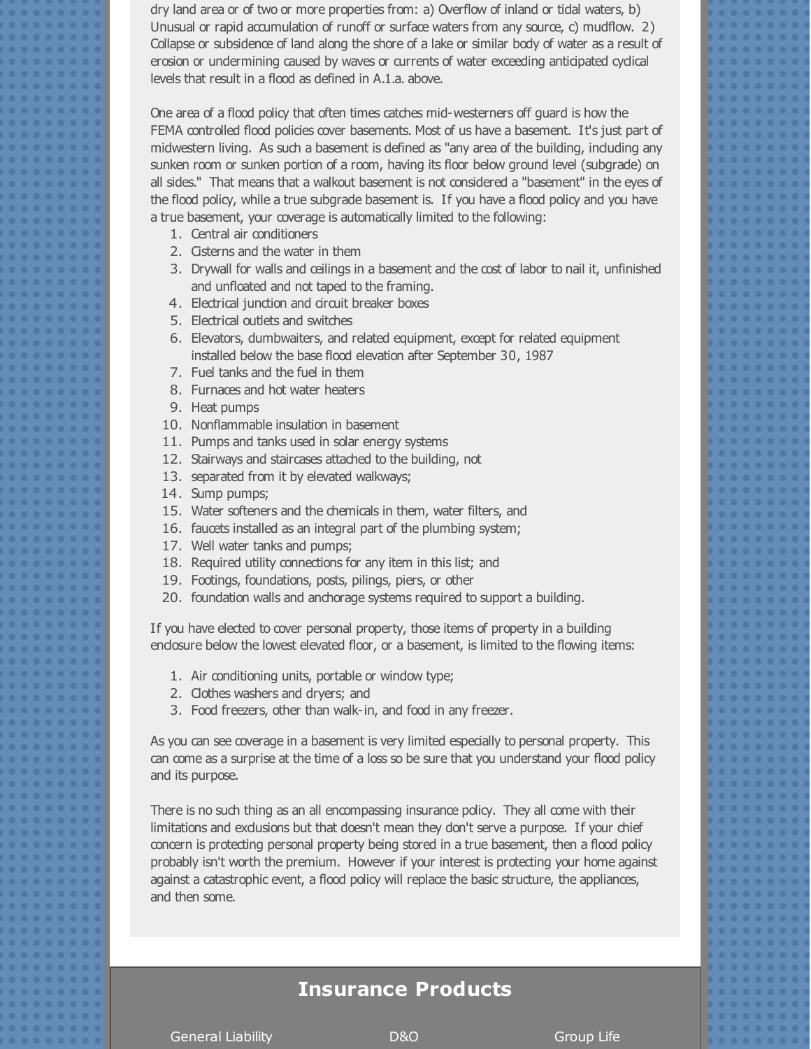dry land area or of two or more properties from: a) Overflow of inland or tidal waters, b) Unusual or rapid accumulation of runoff or surface waters from any source, c) mudflow. 2) Collapse or subsidence of land along the shore of a lake or similar body of water as a result of erosion or undermining caused by waves or currents of water exceeding anticipated cyclical levels that result in a flood as defined in A.1.a. above.

One area of a flood policy that often times catches mid-westerners off guard is how the FEMA controlled flood policies cover basements. Most of us have a basement. It's just part of midwestern living. As such a basement is defined as "any area of the building, including any sunken room or sunken portion of a room, having its floor below ground level (subgrade) on all sides." That means that a walkout basement is not considered a "basement" in the eyes of the flood policy, while a true subgrade basement is. If you have a flood policy and you have a true basement, your coverage is automatically limited to the following:

1. Central air conditioners
2. Cisterns and the water in them
3. Drywall for walls and ceilings in a basement and the cost of labor to nail it, unfinished and unfloated and not taped to the framing.
4. Electrical junction and circuit breaker boxes
5. Electrical outlets and switches
6. Elevators, dumbwaiters, and related equipment, except for related equipment installed below the base flood elevation after September 30, 1987
7. Fuel tanks and the fuel in them
8. Furnaces and hot water heaters
9. Heat pumps
10. Nonflammable insulation in basement
11. Pumps and tanks used in solar energy systems
12. Stairways and staircases attached to the building, not
13. separated from it by elevated walkways;
14. Sump pumps;
15. Water softeners and the chemicals in them, water filters, and
16. faucets installed as an integral part of the plumbing system;
17. Well water tanks and pumps;
18. Required utility connections for any item in this list; and
19. Footings, foundations, posts, pilings, piers, or other
20. foundation walls and anchorage systems required to support a building.

If you have elected to cover personal property, those items of property in a building enclosure below the lowest elevated floor, or a basement, is limited to the flowing items:

1. Air conditioning units, portable or window type;
2. Clothes washers and dryers; and
3. Food freezers, other than walk-in, and food in any freezer.

As you can see coverage in a basement is very limited especially to personal property. This can come as a surprise at the time of a loss so be sure that you understand your flood policy and its purpose.

There is no such thing as an all encompassing insurance policy. They all come with their limitations and exclusions but that doesn't mean they don't serve a purpose. If your chief concern is protecting personal property being stored in a true basement, then a flood policy probably isn't worth the premium. However if your interest is protecting your home against against a catastrophic event, a flood policy will replace the basic structure, the appliances, and then some.

## Insurance Products

General Liability | D&O | Group Life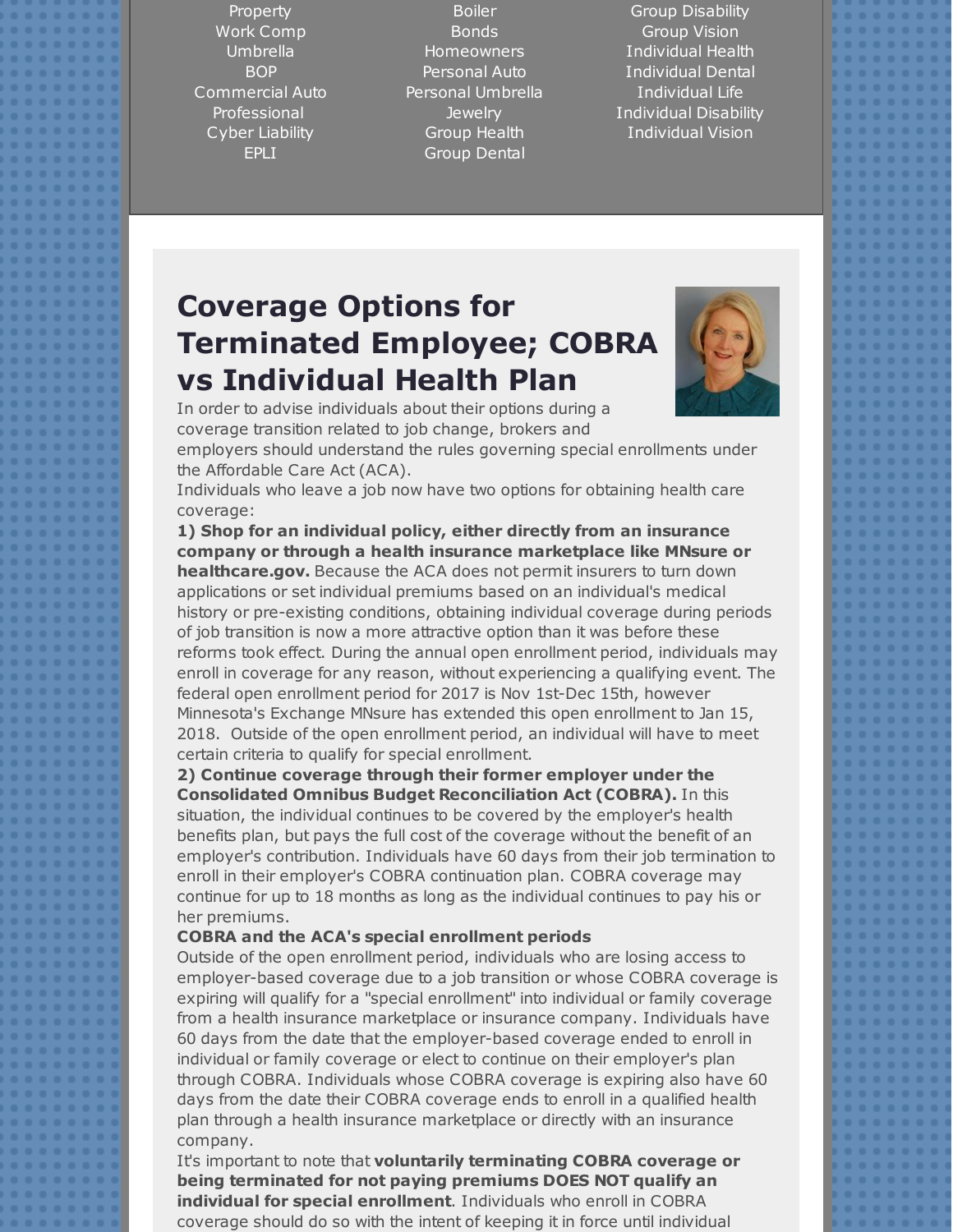| | | |
|---|---|---|
| Property | Boiler | Group Disability |
| Work Comp | Bonds | Group Vision |
| Umbrella | Homeowners | Individual Health |
| BOP | Personal Auto | Individual Dental |
| Commercial Auto | Personal Umbrella | Individual Life |
| Professional | Jewelry | Individual Disability |
| Cyber Liability | Group Health | Individual Vision |
| EPLI | Group Dental | |

# Coverage Options for Terminated Employee; COBRA vs Individual Health Plan

In order to advise individuals about their options during a coverage transition related to job change, brokers and employers should understand the rules governing special enrollments under the Affordable Care Act (ACA).

Individuals who leave a job now have two options for obtaining health care coverage:

**1) Shop for an individual policy, either directly from an insurance company or through a health insurance marketplace like MNsure or healthcare.gov.** Because the ACA does not permit insurers to turn down applications or set individual premiums based on an individual's medical history or pre-existing conditions, obtaining individual coverage during periods of job transition is now a more attractive option than it was before these reforms took effect. During the annual open enrollment period, individuals may enroll in coverage for any reason, without experiencing a qualifying event. The federal open enrollment period for 2017 is Nov 1st-Dec 15th, however Minnesota's Exchange MNsure has extended this open enrollment to Jan 15, 2018. Outside of the open enrollment period, an individual will have to meet certain criteria to qualify for special enrollment.

**2) Continue coverage through their former employer under the Consolidated Omnibus Budget Reconciliation Act (COBRA).** In this situation, the individual continues to be covered by the employer's health benefits plan, but pays the full cost of the coverage without the benefit of an employer's contribution. Individuals have 60 days from their job termination to enroll in their employer's COBRA continuation plan. COBRA coverage may continue for up to 18 months as long as the individual continues to pay his or her premiums.

**COBRA and the ACA's special enrollment periods**

Outside of the open enrollment period, individuals who are losing access to employer-based coverage due to a job transition or whose COBRA coverage is expiring will qualify for a "special enrollment" into individual or family coverage from a health insurance marketplace or insurance company. Individuals have 60 days from the date that the employer-based coverage ended to enroll in individual or family coverage or elect to continue on their employer's plan through COBRA. Individuals whose COBRA coverage is expiring also have 60 days from the date their COBRA coverage ends to enroll in a qualified health plan through a health insurance marketplace or directly with an insurance company.

It's important to note that **voluntarily terminating COBRA coverage or being terminated for not paying premiums DOES NOT qualify an individual for special enrollment**. Individuals who enroll in COBRA coverage should do so with the intent of keeping it in force until individual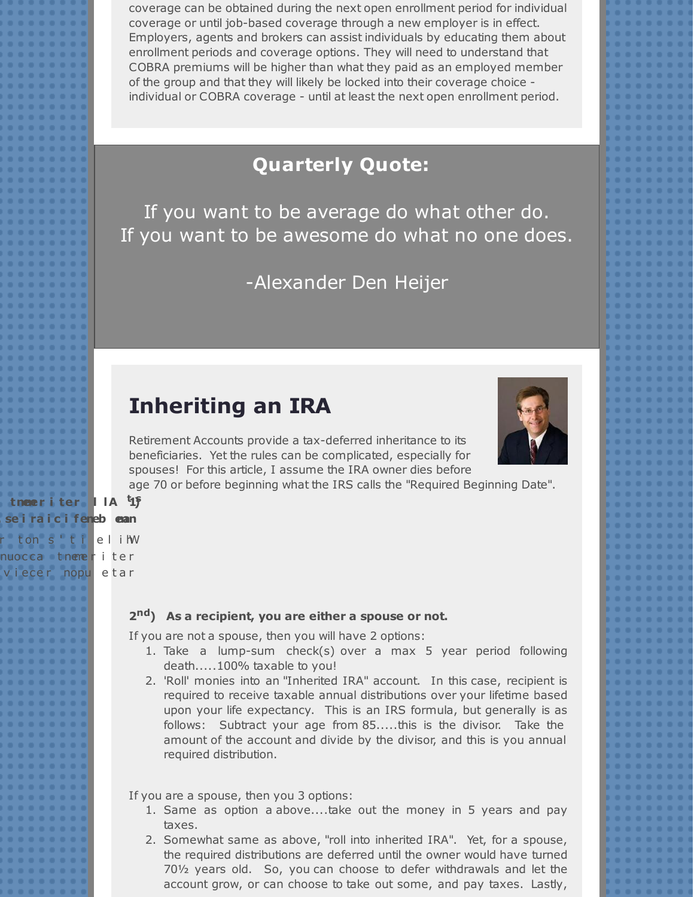coverage can be obtained during the next open enrollment period for individual coverage or until job-based coverage through a new employer is in effect. Employers, agents and brokers can assist individuals by educating them about enrollment periods and coverage options. They will need to understand that COBRA premiums will be higher than what they paid as an employed member of the group and that they will likely be locked into their coverage choice - individual or COBRA coverage - until at least the next open enrollment period.

## Quarterly Quote:

If you want to be average do what other do.
If you want to be awesome do what no one does.

-Alexander Den Heijer

# Inheriting an IRA

Retirement Accounts provide a tax-deferred inheritance to its beneficiaries. Yet the rules can be complicated, especially for spouses! For this article, I assume the IRA owner dies before age 70 or before beginning what the IRS calls the "Required Beginning Date".

**2nd) As a recipient, you are either a spouse or not.**

If you are not a spouse, then you will have 2 options:

1. Take a lump-sum check(s) over a max 5 year period following death.....100% taxable to you!
2. 'Roll' monies into an "Inherited IRA" account. In this case, recipient is required to receive taxable annual distributions over your lifetime based upon your life expectancy. This is an IRS formula, but generally is as follows: Subtract your age from 85.....this is the divisor. Take the amount of the account and divide by the divisor, and this is you annual required distribution.

If you are a spouse, then you 3 options:

1. Same as option a above....take out the money in 5 years and pay taxes.
2. Somewhat same as above, "roll into inherited IRA". Yet, for a spouse, the required distributions are deferred until the owner would have turned 70½ years old. So, you can choose to defer withdrawals and let the account grow, or can choose to take out some, and pay taxes. Lastly,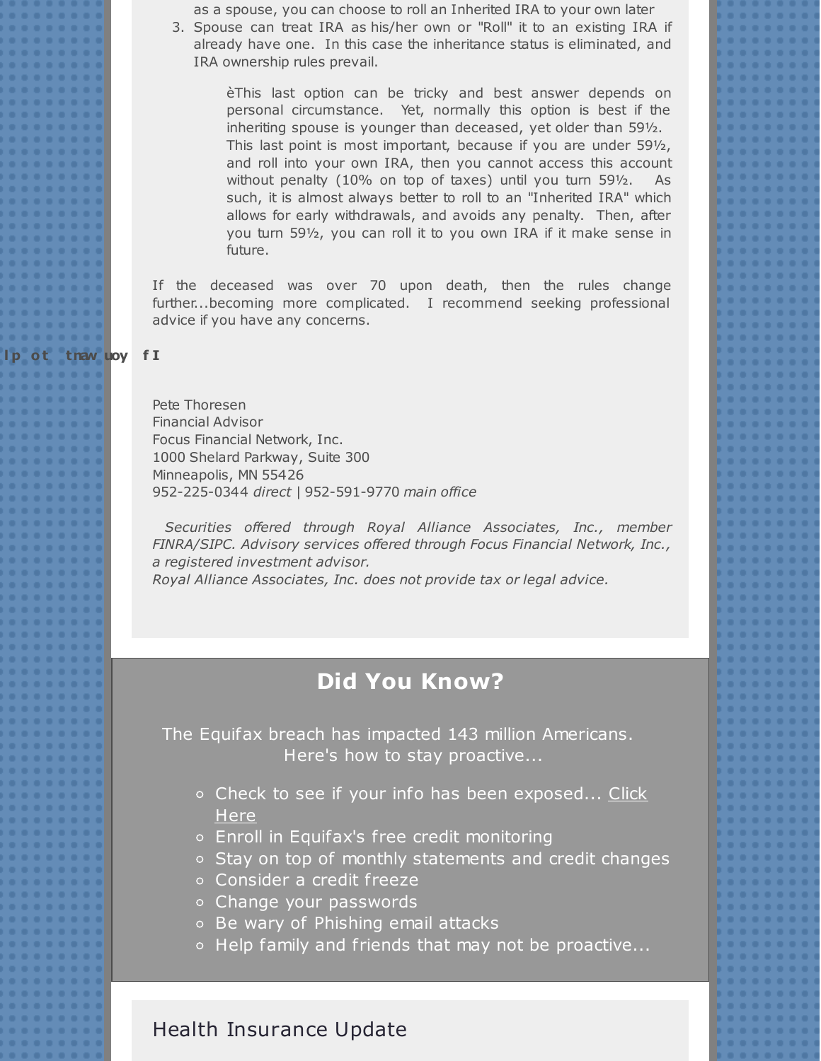as a spouse, you can choose to roll an Inherited IRA to your own later

3. Spouse can treat IRA as his/her own or "Roll" it to an existing IRA if already have one. In this case the inheritance status is eliminated, and IRA ownership rules prevail.

   èThis last option can be tricky and best answer depends on personal circumstance. Yet, normally this option is best if the inheriting spouse is younger than deceased, yet older than 59½. This last point is most important, because if you are under 59½, and roll into your own IRA, then you cannot access this account without penalty (10% on top of taxes) until you turn 59½. As such, it is almost always better to roll to an "Inherited IRA" which allows for early withdrawals, and avoids any penalty. Then, after you turn 59½, you can roll it to you own IRA if it make sense in future.

If the deceased was over 70 upon death, then the rules change further...becoming more complicated. I recommend seeking professional advice if you have any concerns.

lp ot tnaw uoy fI

Pete Thoresen
Financial Advisor
Focus Financial Network, Inc.
1000 Shelard Parkway, Suite 300
Minneapolis, MN 55426
952-225-0344 *direct* | 952-591-9770 *main office*

*Securities offered through Royal Alliance Associates, Inc., member FINRA/SIPC. Advisory services offered through Focus Financial Network, Inc., a registered investment advisor.*
*Royal Alliance Associates, Inc. does not provide tax or legal advice.*

## Did You Know?

The Equifax breach has impacted 143 million Americans.
Here's how to stay proactive...

- Check to see if your info has been exposed... Click Here
- Enroll in Equifax's free credit monitoring
- Stay on top of monthly statements and credit changes
- Consider a credit freeze
- Change your passwords
- Be wary of Phishing email attacks
- Help family and friends that may not be proactive...

## Health Insurance Update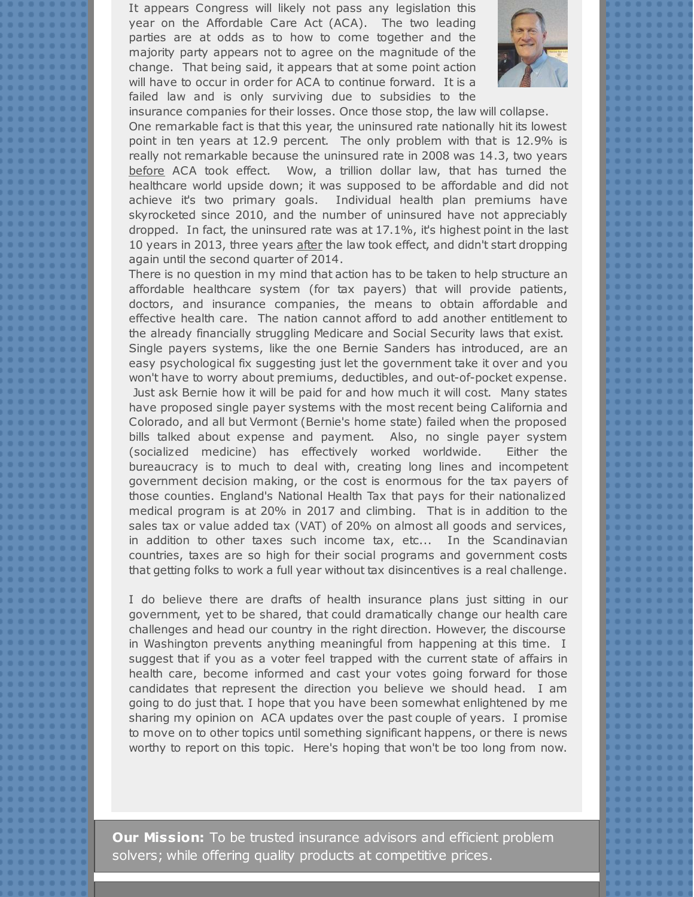It appears Congress will likely not pass any legislation this year on the Affordable Care Act (ACA). The two leading parties are at odds as to how to come together and the majority party appears not to agree on the magnitude of the change. That being said, it appears that at some point action will have to occur in order for ACA to continue forward. It is a failed law and is only surviving due to subsidies to the insurance companies for their losses. Once those stop, the law will collapse. One remarkable fact is that this year, the uninsured rate nationally hit its lowest point in ten years at 12.9 percent. The only problem with that is 12.9% is really not remarkable because the uninsured rate in 2008 was 14.3, two years before ACA took effect. Wow, a trillion dollar law, that has turned the healthcare world upside down; it was supposed to be affordable and did not achieve it's two primary goals. Individual health plan premiums have skyrocketed since 2010, and the number of uninsured have not appreciably dropped. In fact, the uninsured rate was at 17.1%, it's highest point in the last 10 years in 2013, three years after the law took effect, and didn't start dropping again until the second quarter of 2014.

There is no question in my mind that action has to be taken to help structure an affordable healthcare system (for tax payers) that will provide patients, doctors, and insurance companies, the means to obtain affordable and effective health care. The nation cannot afford to add another entitlement to the already financially struggling Medicare and Social Security laws that exist. Single payers systems, like the one Bernie Sanders has introduced, are an easy psychological fix suggesting just let the government take it over and you won't have to worry about premiums, deductibles, and out-of-pocket expense. Just ask Bernie how it will be paid for and how much it will cost. Many states have proposed single payer systems with the most recent being California and Colorado, and all but Vermont (Bernie's home state) failed when the proposed bills talked about expense and payment. Also, no single payer system (socialized medicine) has effectively worked worldwide. Either the bureaucracy is to much to deal with, creating long lines and incompetent government decision making, or the cost is enormous for the tax payers of those counties. England's National Health Tax that pays for their nationalized medical program is at 20% in 2017 and climbing. That is in addition to the sales tax or value added tax (VAT) of 20% on almost all goods and services, in addition to other taxes such income tax, etc... In the Scandinavian countries, taxes are so high for their social programs and government costs that getting folks to work a full year without tax disincentives is a real challenge.

I do believe there are drafts of health insurance plans just sitting in our government, yet to be shared, that could dramatically change our health care challenges and head our country in the right direction. However, the discourse in Washington prevents anything meaningful from happening at this time. I suggest that if you as a voter feel trapped with the current state of affairs in health care, become informed and cast your votes going forward for those candidates that represent the direction you believe we should head. I am going to do just that. I hope that you have been somewhat enlightened by me sharing my opinion on ACA updates over the past couple of years. I promise to move on to other topics until something significant happens, or there is news worthy to report on this topic. Here's hoping that won't be too long from now.

**Our Mission:** To be trusted insurance advisors and efficient problem solvers; while offering quality products at competitive prices.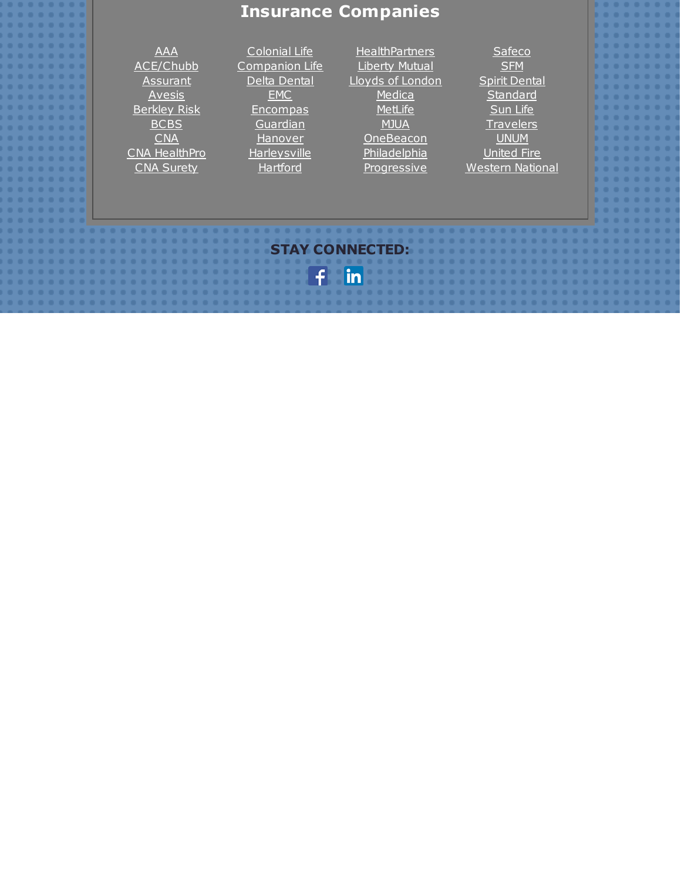## Insurance Companies

| | | | |
|---|---|---|---|
| AAA | Colonial Life | HealthPartners | Safeco |
| ACE/Chubb | Companion Life | Liberty Mutual | SFM |
| Assurant | Delta Dental | Lloyds of London | Spirit Dental |
| Avesis | EMC | Medica | Standard |
| Berkley Risk | Encompas | MetLife | Sun Life |
| BCBS | Guardian | MJUA | Travelers |
| CNA | Hanover | OneBeacon | UNUM |
| CNA HealthPro | Harleysville | Philadelphia | United Fire |
| CNA Surety | Hartford | Progressive | Western National |

**STAY CONNECTED:**